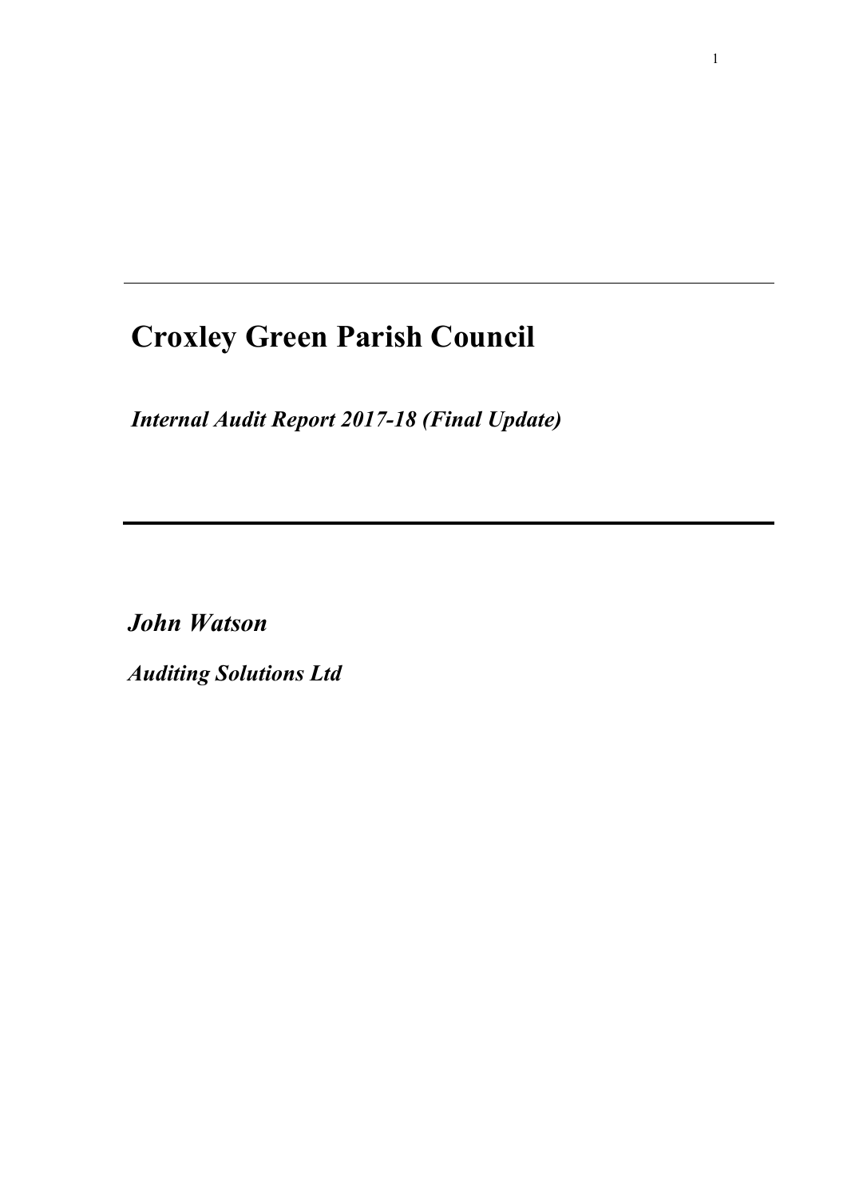# Croxley Green Parish Council

***Internal Audit Report 2017-18 (Final Update)***

***John Watson***

***Auditing Solutions Ltd***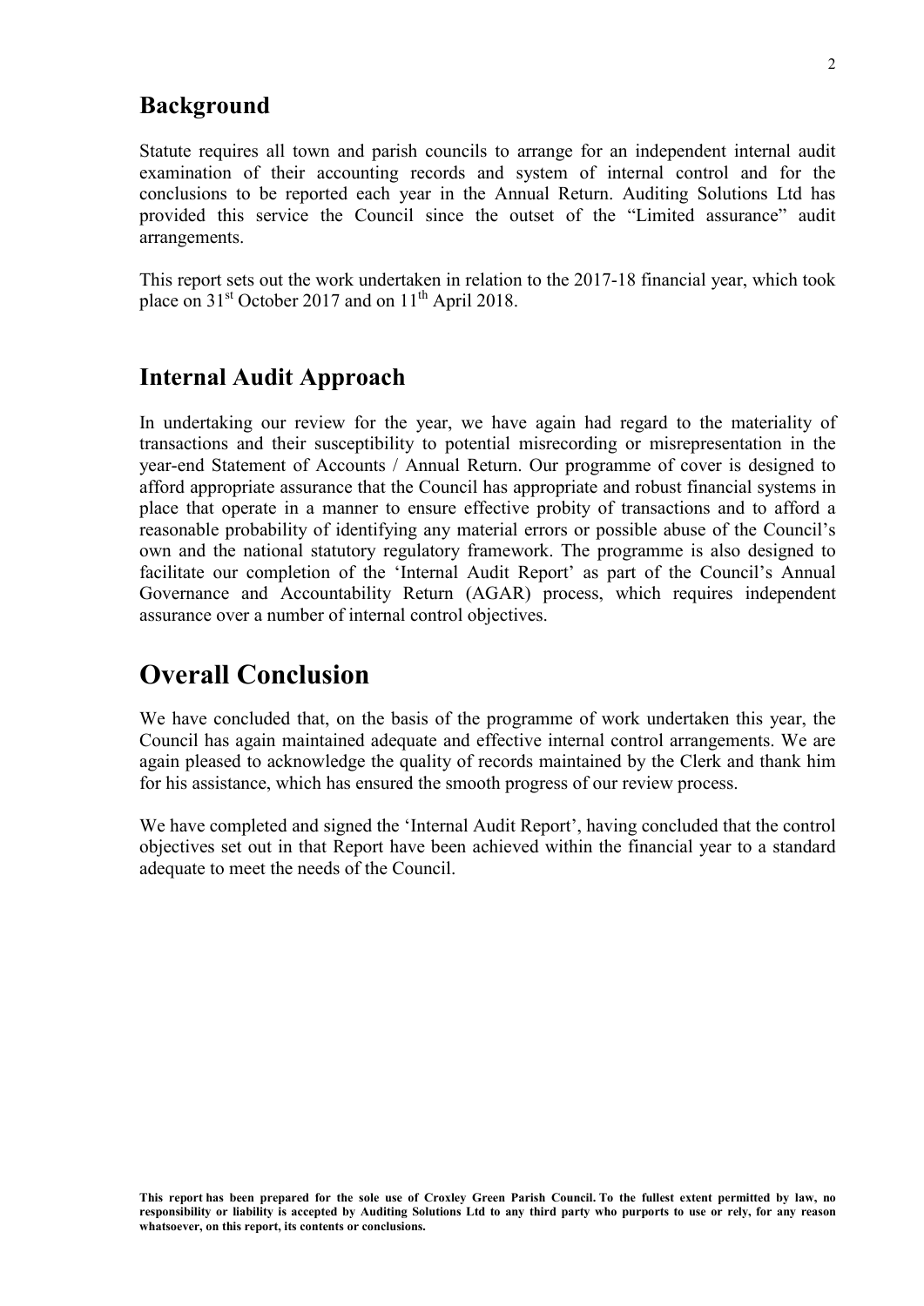## Background

Statute requires all town and parish councils to arrange for an independent internal audit examination of their accounting records and system of internal control and for the conclusions to be reported each year in the Annual Return. Auditing Solutions Ltd has provided this service the Council since the outset of the "Limited assurance" audit arrangements.

This report sets out the work undertaken in relation to the 2017-18 financial year, which took place on 31st October 2017 and on 11th April 2018.

## Internal Audit Approach

In undertaking our review for the year, we have again had regard to the materiality of transactions and their susceptibility to potential misrecording or misrepresentation in the year-end Statement of Accounts / Annual Return. Our programme of cover is designed to afford appropriate assurance that the Council has appropriate and robust financial systems in place that operate in a manner to ensure effective probity of transactions and to afford a reasonable probability of identifying any material errors or possible abuse of the Council's own and the national statutory regulatory framework. The programme is also designed to facilitate our completion of the 'Internal Audit Report' as part of the Council's Annual Governance and Accountability Return (AGAR) process, which requires independent assurance over a number of internal control objectives.

# Overall Conclusion

We have concluded that, on the basis of the programme of work undertaken this year, the Council has again maintained adequate and effective internal control arrangements. We are again pleased to acknowledge the quality of records maintained by the Clerk and thank him for his assistance, which has ensured the smooth progress of our review process.

We have completed and signed the 'Internal Audit Report', having concluded that the control objectives set out in that Report have been achieved within the financial year to a standard adequate to meet the needs of the Council.

**This report has been prepared for the sole use of Croxley Green Parish Council. To the fullest extent permitted by law, no responsibility or liability is accepted by Auditing Solutions Ltd to any third party who purports to use or rely, for any reason whatsoever, on this report, its contents or conclusions.**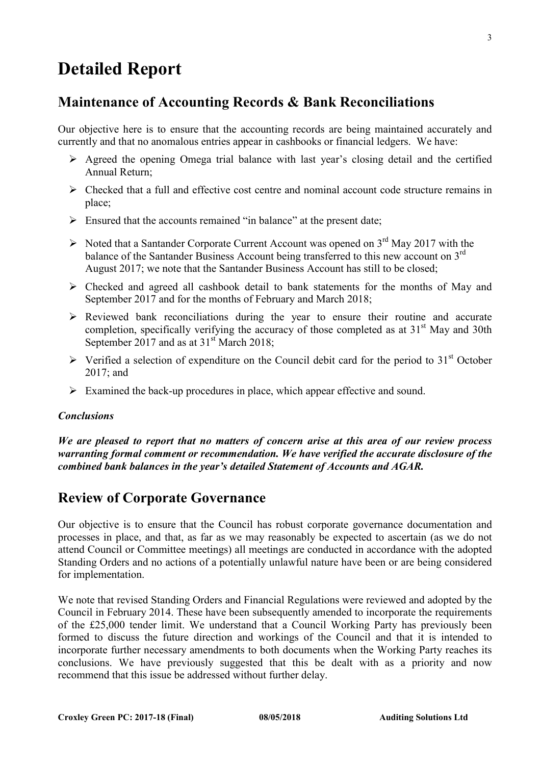# Detailed Report

## Maintenance of Accounting Records & Bank Reconciliations

Our objective here is to ensure that the accounting records are being maintained accurately and currently and that no anomalous entries appear in cashbooks or financial ledgers. We have:

- Agreed the opening Omega trial balance with last year's closing detail and the certified Annual Return;
- Checked that a full and effective cost centre and nominal account code structure remains in place;
- Ensured that the accounts remained "in balance" at the present date;
- Noted that a Santander Corporate Current Account was opened on 3rd May 2017 with the balance of the Santander Business Account being transferred to this new account on 3rd August 2017; we note that the Santander Business Account has still to be closed;
- Checked and agreed all cashbook detail to bank statements for the months of May and September 2017 and for the months of February and March 2018;
- Reviewed bank reconciliations during the year to ensure their routine and accurate completion, specifically verifying the accuracy of those completed as at 31st May and 30th September 2017 and as at 31st March 2018;
- Verified a selection of expenditure on the Council debit card for the period to 31st October 2017; and
- Examined the back-up procedures in place, which appear effective and sound.

### *Conclusions*

***We are pleased to report that no matters of concern arise at this area of our review process warranting formal comment or recommendation. We have verified the accurate disclosure of the combined bank balances in the year's detailed Statement of Accounts and AGAR.***

## Review of Corporate Governance

Our objective is to ensure that the Council has robust corporate governance documentation and processes in place, and that, as far as we may reasonably be expected to ascertain (as we do not attend Council or Committee meetings) all meetings are conducted in accordance with the adopted Standing Orders and no actions of a potentially unlawful nature have been or are being considered for implementation.

We note that revised Standing Orders and Financial Regulations were reviewed and adopted by the Council in February 2014. These have been subsequently amended to incorporate the requirements of the £25,000 tender limit. We understand that a Council Working Party has previously been formed to discuss the future direction and workings of the Council and that it is intended to incorporate further necessary amendments to both documents when the Working Party reaches its conclusions. We have previously suggested that this be dealt with as a priority and now recommend that this issue be addressed without further delay.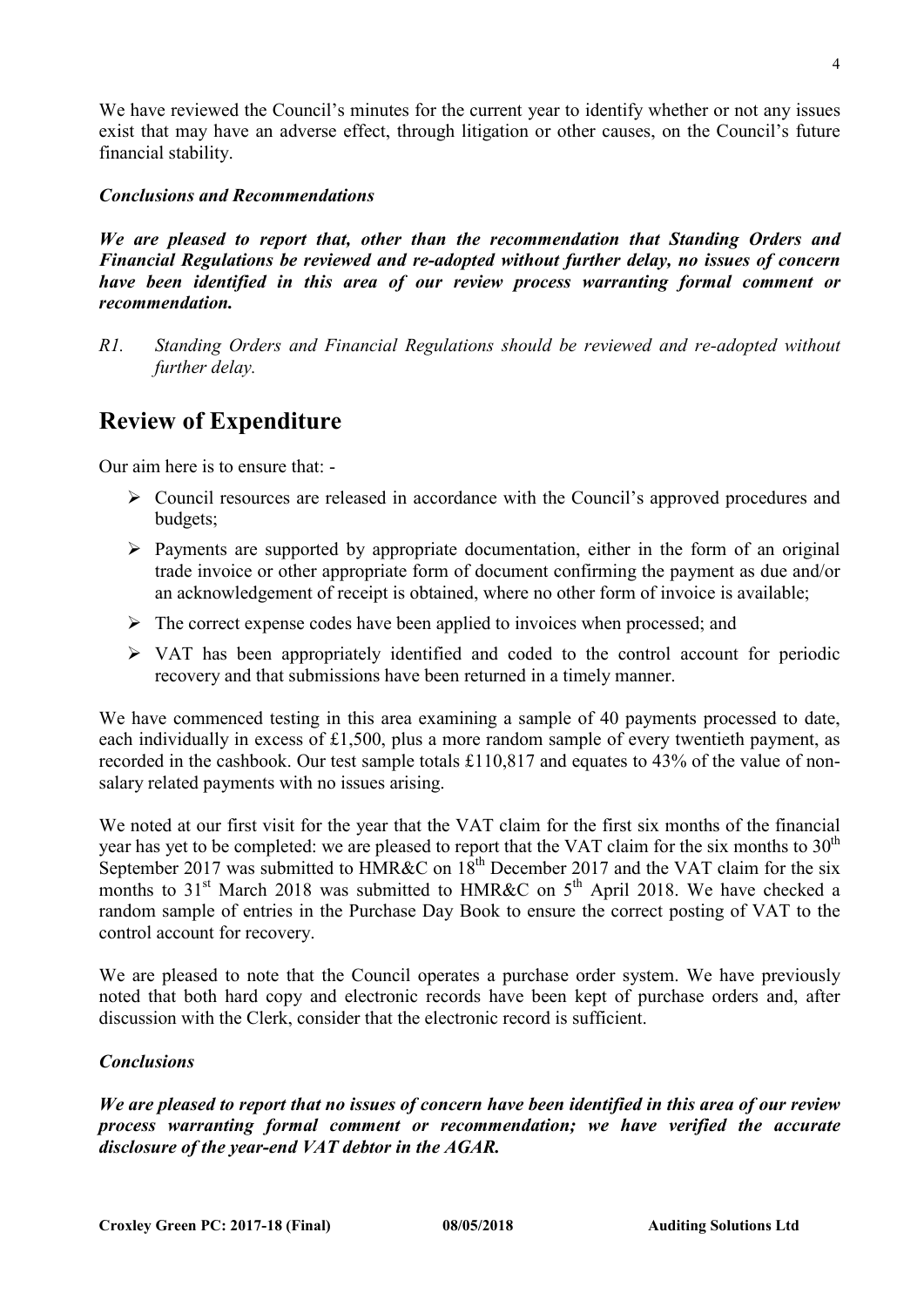We have reviewed the Council's minutes for the current year to identify whether or not any issues exist that may have an adverse effect, through litigation or other causes, on the Council's future financial stability.

***Conclusions and Recommendations***

***We are pleased to report that, other than the recommendation that Standing Orders and Financial Regulations be reviewed and re-adopted without further delay, no issues of concern have been identified in this area of our review process warranting formal comment or recommendation.***

*R1. Standing Orders and Financial Regulations should be reviewed and re-adopted without further delay.*

## Review of Expenditure

Our aim here is to ensure that: -

- Council resources are released in accordance with the Council's approved procedures and budgets;
- Payments are supported by appropriate documentation, either in the form of an original trade invoice or other appropriate form of document confirming the payment as due and/or an acknowledgement of receipt is obtained, where no other form of invoice is available;
- The correct expense codes have been applied to invoices when processed; and
- VAT has been appropriately identified and coded to the control account for periodic recovery and that submissions have been returned in a timely manner.

We have commenced testing in this area examining a sample of 40 payments processed to date, each individually in excess of £1,500, plus a more random sample of every twentieth payment, as recorded in the cashbook. Our test sample totals £110,817 and equates to 43% of the value of non-salary related payments with no issues arising.

We noted at our first visit for the year that the VAT claim for the first six months of the financial year has yet to be completed: we are pleased to report that the VAT claim for the six months to 30th September 2017 was submitted to HMR&C on 18th December 2017 and the VAT claim for the six months to 31st March 2018 was submitted to HMR&C on 5th April 2018. We have checked a random sample of entries in the Purchase Day Book to ensure the correct posting of VAT to the control account for recovery.

We are pleased to note that the Council operates a purchase order system. We have previously noted that both hard copy and electronic records have been kept of purchase orders and, after discussion with the Clerk, consider that the electronic record is sufficient.

***Conclusions***

***We are pleased to report that no issues of concern have been identified in this area of our review process warranting formal comment or recommendation; we have verified the accurate disclosure of the year-end VAT debtor in the AGAR.***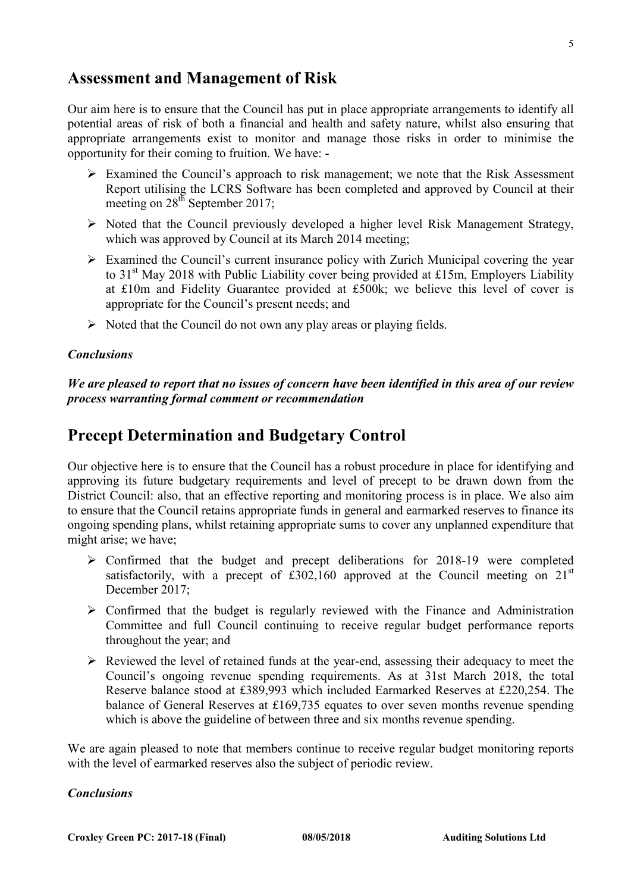## Assessment and Management of Risk

Our aim here is to ensure that the Council has put in place appropriate arrangements to identify all potential areas of risk of both a financial and health and safety nature, whilst also ensuring that appropriate arrangements exist to monitor and manage those risks in order to minimise the opportunity for their coming to fruition. We have: -

- Examined the Council's approach to risk management; we note that the Risk Assessment Report utilising the LCRS Software has been completed and approved by Council at their meeting on 28th September 2017;
- Noted that the Council previously developed a higher level Risk Management Strategy, which was approved by Council at its March 2014 meeting;
- Examined the Council's current insurance policy with Zurich Municipal covering the year to 31st May 2018 with Public Liability cover being provided at £15m, Employers Liability at £10m and Fidelity Guarantee provided at £500k; we believe this level of cover is appropriate for the Council's present needs; and
- Noted that the Council do not own any play areas or playing fields.

### *Conclusions*

***We are pleased to report that no issues of concern have been identified in this area of our review process warranting formal comment or recommendation***

## Precept Determination and Budgetary Control

Our objective here is to ensure that the Council has a robust procedure in place for identifying and approving its future budgetary requirements and level of precept to be drawn down from the District Council: also, that an effective reporting and monitoring process is in place. We also aim to ensure that the Council retains appropriate funds in general and earmarked reserves to finance its ongoing spending plans, whilst retaining appropriate sums to cover any unplanned expenditure that might arise; we have;

- Confirmed that the budget and precept deliberations for 2018-19 were completed satisfactorily, with a precept of £302,160 approved at the Council meeting on 21st December 2017;
- Confirmed that the budget is regularly reviewed with the Finance and Administration Committee and full Council continuing to receive regular budget performance reports throughout the year; and
- Reviewed the level of retained funds at the year-end, assessing their adequacy to meet the Council's ongoing revenue spending requirements. As at 31st March 2018, the total Reserve balance stood at £389,993 which included Earmarked Reserves at £220,254. The balance of General Reserves at £169,735 equates to over seven months revenue spending which is above the guideline of between three and six months revenue spending.

We are again pleased to note that members continue to receive regular budget monitoring reports with the level of earmarked reserves also the subject of periodic review.

### *Conclusions*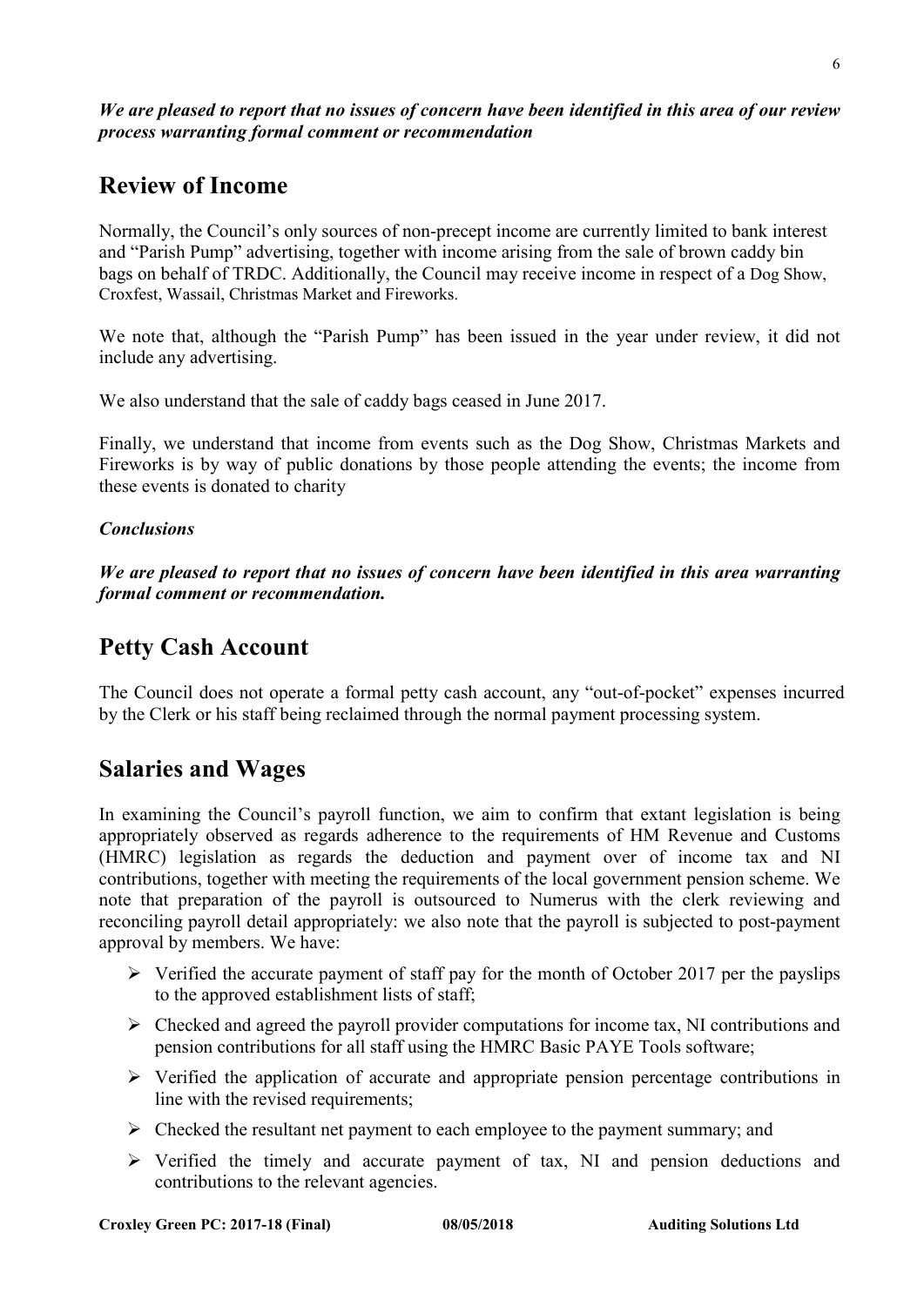***We are pleased to report that no issues of concern have been identified in this area of our review process warranting formal comment or recommendation***

## Review of Income

Normally, the Council's only sources of non-precept income are currently limited to bank interest and "Parish Pump" advertising, together with income arising from the sale of brown caddy bin bags on behalf of TRDC. Additionally, the Council may receive income in respect of a Dog Show, Croxfest, Wassail, Christmas Market and Fireworks.

We note that, although the "Parish Pump" has been issued in the year under review, it did not include any advertising.

We also understand that the sale of caddy bags ceased in June 2017.

Finally, we understand that income from events such as the Dog Show, Christmas Markets and Fireworks is by way of public donations by those people attending the events; the income from these events is donated to charity

***Conclusions***

***We are pleased to report that no issues of concern have been identified in this area warranting formal comment or recommendation.***

## Petty Cash Account

The Council does not operate a formal petty cash account, any "out-of-pocket" expenses incurred by the Clerk or his staff being reclaimed through the normal payment processing system.

## Salaries and Wages

In examining the Council's payroll function, we aim to confirm that extant legislation is being appropriately observed as regards adherence to the requirements of HM Revenue and Customs (HMRC) legislation as regards the deduction and payment over of income tax and NI contributions, together with meeting the requirements of the local government pension scheme. We note that preparation of the payroll is outsourced to Numerus with the clerk reviewing and reconciling payroll detail appropriately: we also note that the payroll is subjected to post-payment approval by members. We have:

- Verified the accurate payment of staff pay for the month of October 2017 per the payslips to the approved establishment lists of staff;
- Checked and agreed the payroll provider computations for income tax, NI contributions and pension contributions for all staff using the HMRC Basic PAYE Tools software;
- Verified the application of accurate and appropriate pension percentage contributions in line with the revised requirements;
- Checked the resultant net payment to each employee to the payment summary; and
- Verified the timely and accurate payment of tax, NI and pension deductions and contributions to the relevant agencies.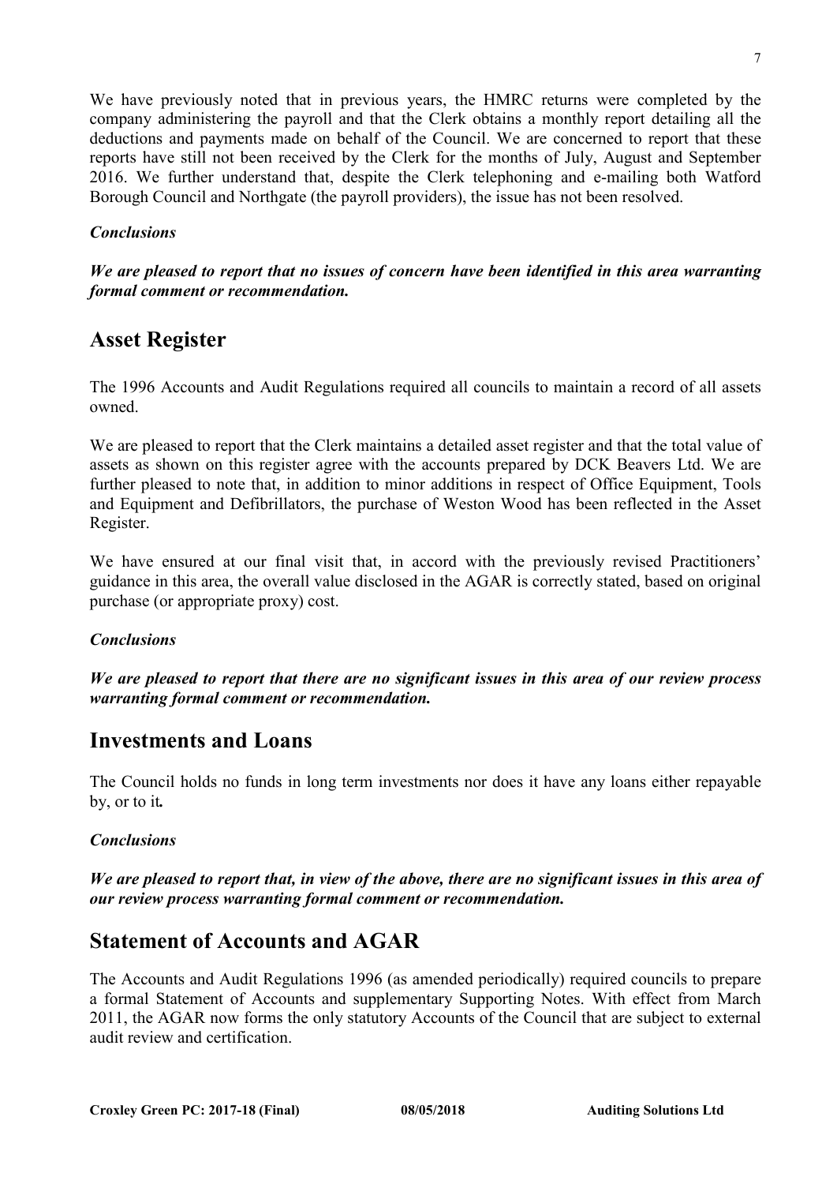We have previously noted that in previous years, the HMRC returns were completed by the company administering the payroll and that the Clerk obtains a monthly report detailing all the deductions and payments made on behalf of the Council. We are concerned to report that these reports have still not been received by the Clerk for the months of July, August and September 2016. We further understand that, despite the Clerk telephoning and e-mailing both Watford Borough Council and Northgate (the payroll providers), the issue has not been resolved.

***Conclusions***

***We are pleased to report that no issues of concern have been identified in this area warranting formal comment or recommendation.***

## Asset Register

The 1996 Accounts and Audit Regulations required all councils to maintain a record of all assets owned.

We are pleased to report that the Clerk maintains a detailed asset register and that the total value of assets as shown on this register agree with the accounts prepared by DCK Beavers Ltd. We are further pleased to note that, in addition to minor additions in respect of Office Equipment, Tools and Equipment and Defibrillators, the purchase of Weston Wood has been reflected in the Asset Register.

We have ensured at our final visit that, in accord with the previously revised Practitioners' guidance in this area, the overall value disclosed in the AGAR is correctly stated, based on original purchase (or appropriate proxy) cost.

***Conclusions***

***We are pleased to report that there are no significant issues in this area of our review process warranting formal comment or recommendation.***

## Investments and Loans

The Council holds no funds in long term investments nor does it have any loans either repayable by, or to it*.*

***Conclusions***

***We are pleased to report that, in view of the above, there are no significant issues in this area of our review process warranting formal comment or recommendation.***

## Statement of Accounts and AGAR

The Accounts and Audit Regulations 1996 (as amended periodically) required councils to prepare a formal Statement of Accounts and supplementary Supporting Notes. With effect from March 2011, the AGAR now forms the only statutory Accounts of the Council that are subject to external audit review and certification.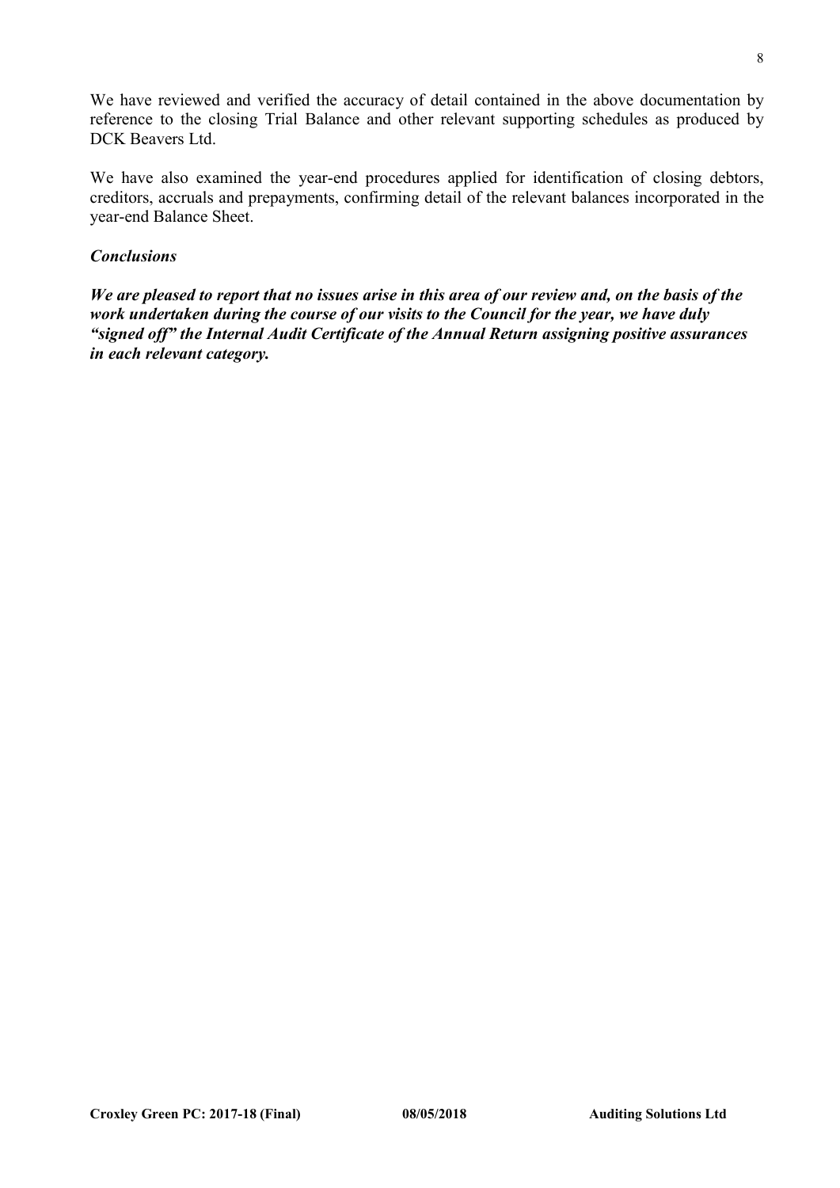We have reviewed and verified the accuracy of detail contained in the above documentation by reference to the closing Trial Balance and other relevant supporting schedules as produced by DCK Beavers Ltd.

We have also examined the year-end procedures applied for identification of closing debtors, creditors, accruals and prepayments, confirming detail of the relevant balances incorporated in the year-end Balance Sheet.

### *Conclusions*

***We are pleased to report that no issues arise in this area of our review and, on the basis of the work undertaken during the course of our visits to the Council for the year, we have duly "signed off" the Internal Audit Certificate of the Annual Return assigning positive assurances in each relevant category.***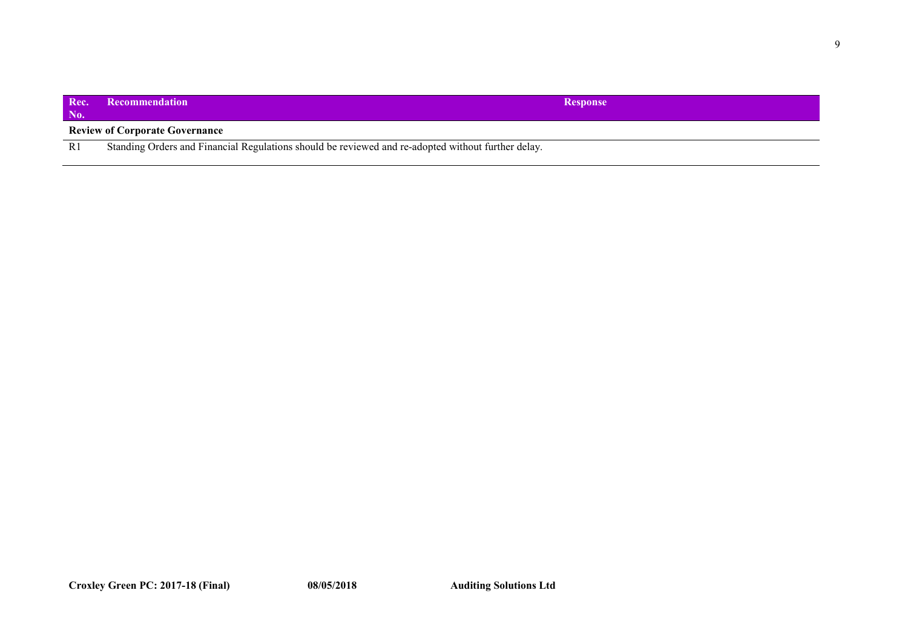| Rec. No. | Recommendation | Response |
|---|---|---|
| **Review of Corporate Governance** | | |
| R1 | Standing Orders and Financial Regulations should be reviewed and re-adopted without further delay. | |